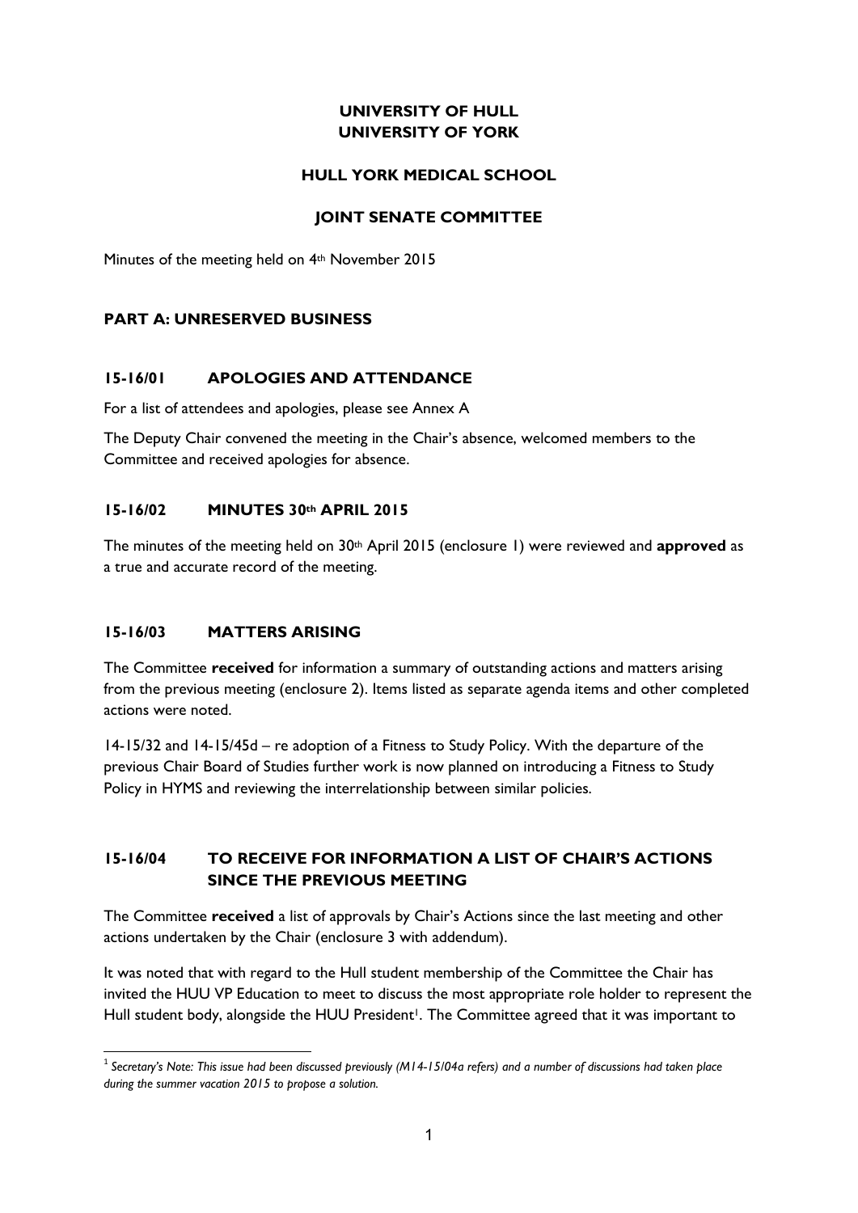**UNIVERSITY OF HULL**
**UNIVERSITY OF YORK**

**HULL YORK MEDICAL SCHOOL**

**JOINT SENATE COMMITTEE**

Minutes of the meeting held on 4th November 2015

## PART A: UNRESERVED BUSINESS

### 15-16/01 APOLOGIES AND ATTENDANCE

For a list of attendees and apologies, please see Annex A

The Deputy Chair convened the meeting in the Chair's absence, welcomed members to the Committee and received apologies for absence.

### 15-16/02 MINUTES 30th APRIL 2015

The minutes of the meeting held on 30th April 2015 (enclosure 1) were reviewed and **approved** as a true and accurate record of the meeting.

### 15-16/03 MATTERS ARISING

The Committee **received** for information a summary of outstanding actions and matters arising from the previous meeting (enclosure 2). Items listed as separate agenda items and other completed actions were noted.

14-15/32 and 14-15/45d – re adoption of a Fitness to Study Policy. With the departure of the previous Chair Board of Studies further work is now planned on introducing a Fitness to Study Policy in HYMS and reviewing the interrelationship between similar policies.

### 15-16/04 TO RECEIVE FOR INFORMATION A LIST OF CHAIR'S ACTIONS SINCE THE PREVIOUS MEETING

The Committee **received** a list of approvals by Chair's Actions since the last meeting and other actions undertaken by the Chair (enclosure 3 with addendum).

It was noted that with regard to the Hull student membership of the Committee the Chair has invited the HUU VP Education to meet to discuss the most appropriate role holder to represent the Hull student body, alongside the HUU President[1]. The Committee agreed that it was important to

[1] *Secretary's Note: This issue had been discussed previously (M14-15/04a refers) and a number of discussions had taken place during the summer vacation 2015 to propose a solution.*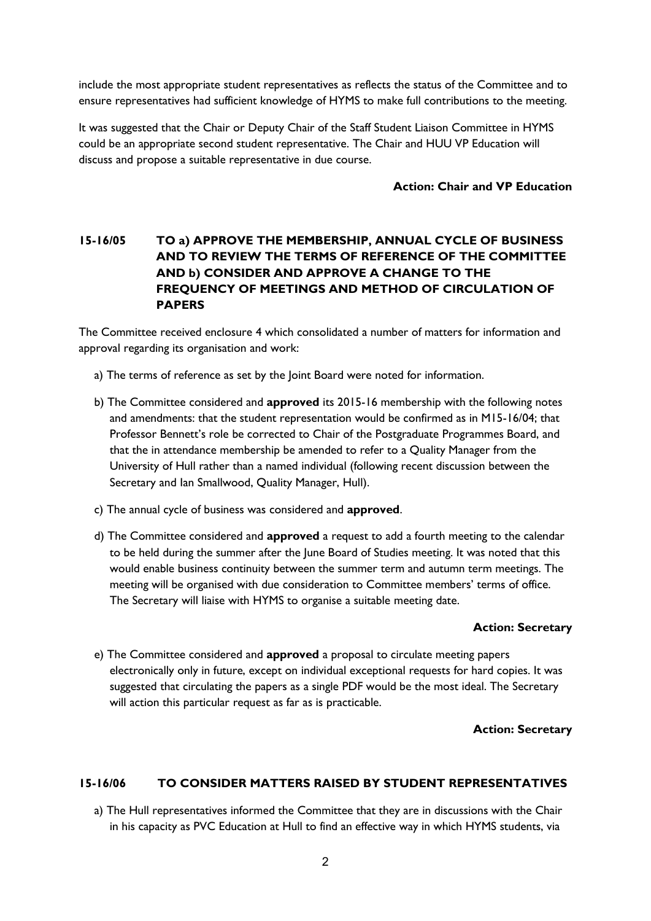include the most appropriate student representatives as reflects the status of the Committee and to ensure representatives had sufficient knowledge of HYMS to make full contributions to the meeting.

It was suggested that the Chair or Deputy Chair of the Staff Student Liaison Committee in HYMS could be an appropriate second student representative. The Chair and HUU VP Education will discuss and propose a suitable representative in due course.

**Action: Chair and VP Education**

### 15-16/05 TO a) APPROVE THE MEMBERSHIP, ANNUAL CYCLE OF BUSINESS AND TO REVIEW THE TERMS OF REFERENCE OF THE COMMITTEE AND b) CONSIDER AND APPROVE A CHANGE TO THE FREQUENCY OF MEETINGS AND METHOD OF CIRCULATION OF PAPERS

The Committee received enclosure 4 which consolidated a number of matters for information and approval regarding its organisation and work:

a) The terms of reference as set by the Joint Board were noted for information.

b) The Committee considered and **approved** its 2015-16 membership with the following notes and amendments: that the student representation would be confirmed as in M15-16/04; that Professor Bennett's role be corrected to Chair of the Postgraduate Programmes Board, and that the in attendance membership be amended to refer to a Quality Manager from the University of Hull rather than a named individual (following recent discussion between the Secretary and Ian Smallwood, Quality Manager, Hull).

c) The annual cycle of business was considered and **approved**.

d) The Committee considered and **approved** a request to add a fourth meeting to the calendar to be held during the summer after the June Board of Studies meeting. It was noted that this would enable business continuity between the summer term and autumn term meetings. The meeting will be organised with due consideration to Committee members' terms of office. The Secretary will liaise with HYMS to organise a suitable meeting date.

**Action: Secretary**

e) The Committee considered and **approved** a proposal to circulate meeting papers electronically only in future, except on individual exceptional requests for hard copies. It was suggested that circulating the papers as a single PDF would be the most ideal. The Secretary will action this particular request as far as is practicable.

**Action: Secretary**

### 15-16/06 TO CONSIDER MATTERS RAISED BY STUDENT REPRESENTATIVES

a) The Hull representatives informed the Committee that they are in discussions with the Chair in his capacity as PVC Education at Hull to find an effective way in which HYMS students, via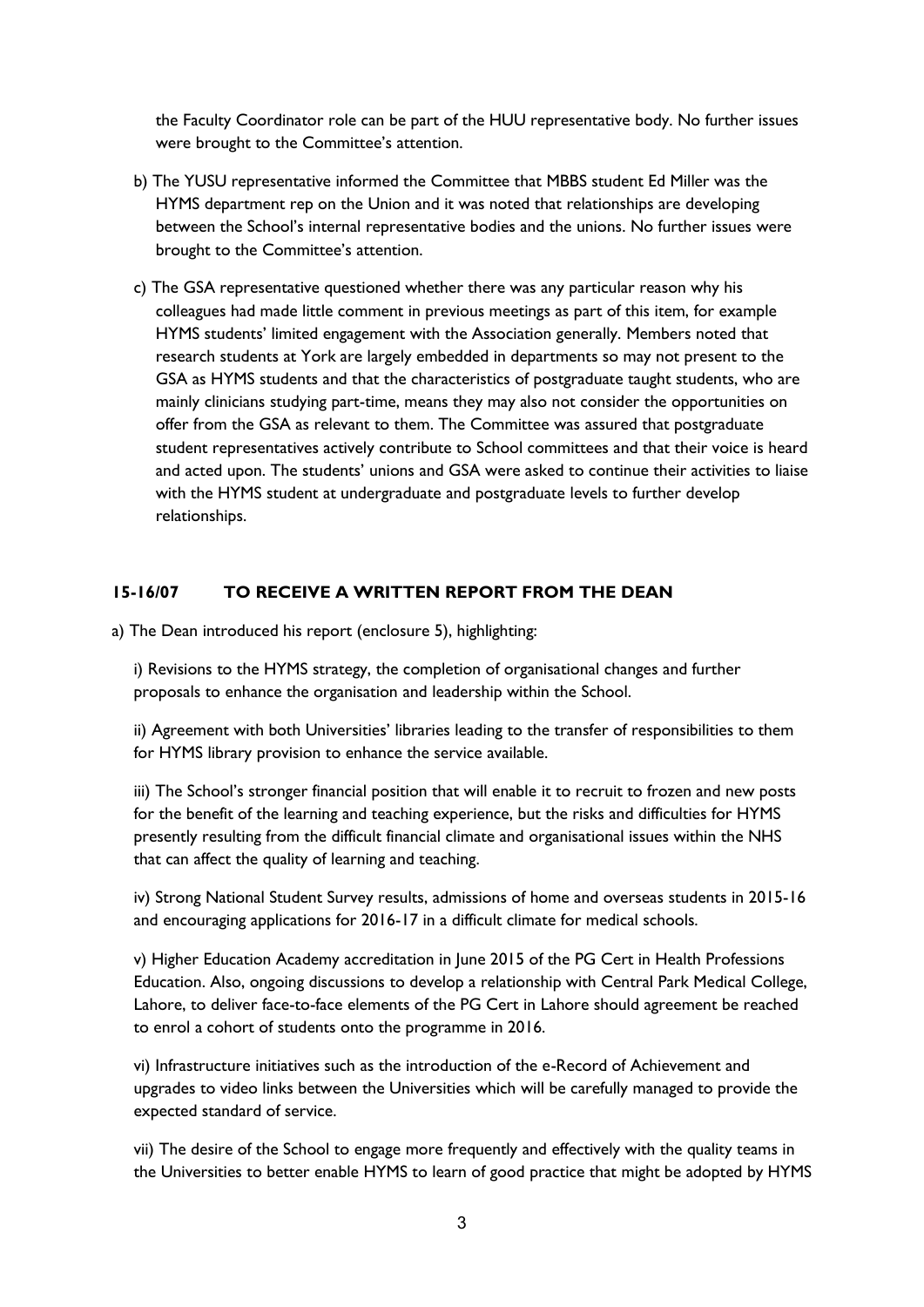the Faculty Coordinator role can be part of the HUU representative body. No further issues were brought to the Committee's attention.

b) The YUSU representative informed the Committee that MBBS student Ed Miller was the HYMS department rep on the Union and it was noted that relationships are developing between the School's internal representative bodies and the unions. No further issues were brought to the Committee's attention.

c) The GSA representative questioned whether there was any particular reason why his colleagues had made little comment in previous meetings as part of this item, for example HYMS students' limited engagement with the Association generally. Members noted that research students at York are largely embedded in departments so may not present to the GSA as HYMS students and that the characteristics of postgraduate taught students, who are mainly clinicians studying part-time, means they may also not consider the opportunities on offer from the GSA as relevant to them. The Committee was assured that postgraduate student representatives actively contribute to School committees and that their voice is heard and acted upon. The students' unions and GSA were asked to continue their activities to liaise with the HYMS student at undergraduate and postgraduate levels to further develop relationships.

## 15-16/07 TO RECEIVE A WRITTEN REPORT FROM THE DEAN

a) The Dean introduced his report (enclosure 5), highlighting:

i) Revisions to the HYMS strategy, the completion of organisational changes and further proposals to enhance the organisation and leadership within the School.

ii) Agreement with both Universities' libraries leading to the transfer of responsibilities to them for HYMS library provision to enhance the service available.

iii) The School's stronger financial position that will enable it to recruit to frozen and new posts for the benefit of the learning and teaching experience, but the risks and difficulties for HYMS presently resulting from the difficult financial climate and organisational issues within the NHS that can affect the quality of learning and teaching.

iv) Strong National Student Survey results, admissions of home and overseas students in 2015-16 and encouraging applications for 2016-17 in a difficult climate for medical schools.

v) Higher Education Academy accreditation in June 2015 of the PG Cert in Health Professions Education. Also, ongoing discussions to develop a relationship with Central Park Medical College, Lahore, to deliver face-to-face elements of the PG Cert in Lahore should agreement be reached to enrol a cohort of students onto the programme in 2016.

vi) Infrastructure initiatives such as the introduction of the e-Record of Achievement and upgrades to video links between the Universities which will be carefully managed to provide the expected standard of service.

vii) The desire of the School to engage more frequently and effectively with the quality teams in the Universities to better enable HYMS to learn of good practice that might be adopted by HYMS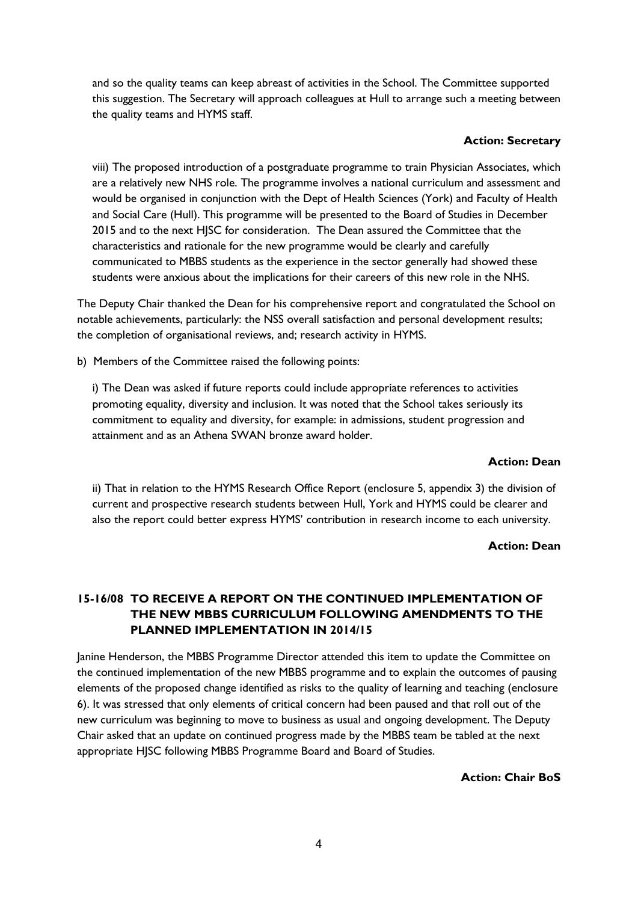and so the quality teams can keep abreast of activities in the School. The Committee supported this suggestion. The Secretary will approach colleagues at Hull to arrange such a meeting between the quality teams and HYMS staff.

**Action: Secretary**

viii) The proposed introduction of a postgraduate programme to train Physician Associates, which are a relatively new NHS role. The programme involves a national curriculum and assessment and would be organised in conjunction with the Dept of Health Sciences (York) and Faculty of Health and Social Care (Hull). This programme will be presented to the Board of Studies in December 2015 and to the next HJSC for consideration. The Dean assured the Committee that the characteristics and rationale for the new programme would be clearly and carefully communicated to MBBS students as the experience in the sector generally had showed these students were anxious about the implications for their careers of this new role in the NHS.

The Deputy Chair thanked the Dean for his comprehensive report and congratulated the School on notable achievements, particularly: the NSS overall satisfaction and personal development results; the completion of organisational reviews, and; research activity in HYMS.

b) Members of the Committee raised the following points:

i) The Dean was asked if future reports could include appropriate references to activities promoting equality, diversity and inclusion. It was noted that the School takes seriously its commitment to equality and diversity, for example: in admissions, student progression and attainment and as an Athena SWAN bronze award holder.

**Action: Dean**

ii) That in relation to the HYMS Research Office Report (enclosure 5, appendix 3) the division of current and prospective research students between Hull, York and HYMS could be clearer and also the report could better express HYMS' contribution in research income to each university.

**Action: Dean**

## 15-16/08 TO RECEIVE A REPORT ON THE CONTINUED IMPLEMENTATION OF THE NEW MBBS CURRICULUM FOLLOWING AMENDMENTS TO THE PLANNED IMPLEMENTATION IN 2014/15

Janine Henderson, the MBBS Programme Director attended this item to update the Committee on the continued implementation of the new MBBS programme and to explain the outcomes of pausing elements of the proposed change identified as risks to the quality of learning and teaching (enclosure 6). It was stressed that only elements of critical concern had been paused and that roll out of the new curriculum was beginning to move to business as usual and ongoing development. The Deputy Chair asked that an update on continued progress made by the MBBS team be tabled at the next appropriate HJSC following MBBS Programme Board and Board of Studies.

**Action: Chair BoS**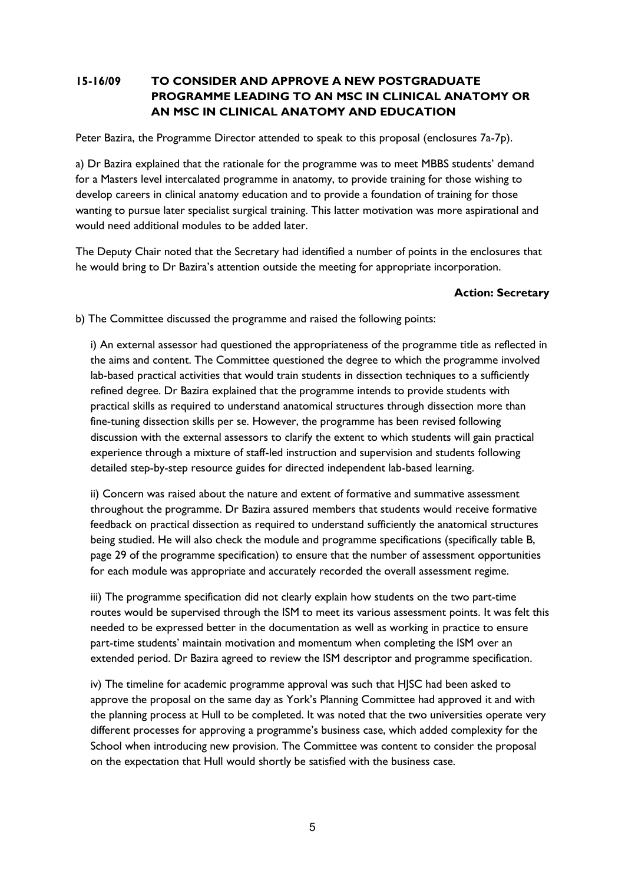## 15-16/09 TO CONSIDER AND APPROVE A NEW POSTGRADUATE PROGRAMME LEADING TO AN MSC IN CLINICAL ANATOMY OR AN MSC IN CLINICAL ANATOMY AND EDUCATION

Peter Bazira, the Programme Director attended to speak to this proposal (enclosures 7a-7p).

a) Dr Bazira explained that the rationale for the programme was to meet MBBS students' demand for a Masters level intercalated programme in anatomy, to provide training for those wishing to develop careers in clinical anatomy education and to provide a foundation of training for those wanting to pursue later specialist surgical training. This latter motivation was more aspirational and would need additional modules to be added later.

The Deputy Chair noted that the Secretary had identified a number of points in the enclosures that he would bring to Dr Bazira's attention outside the meeting for appropriate incorporation.

**Action: Secretary**

b) The Committee discussed the programme and raised the following points:

i) An external assessor had questioned the appropriateness of the programme title as reflected in the aims and content. The Committee questioned the degree to which the programme involved lab-based practical activities that would train students in dissection techniques to a sufficiently refined degree. Dr Bazira explained that the programme intends to provide students with practical skills as required to understand anatomical structures through dissection more than fine-tuning dissection skills per se. However, the programme has been revised following discussion with the external assessors to clarify the extent to which students will gain practical experience through a mixture of staff-led instruction and supervision and students following detailed step-by-step resource guides for directed independent lab-based learning.

ii) Concern was raised about the nature and extent of formative and summative assessment throughout the programme. Dr Bazira assured members that students would receive formative feedback on practical dissection as required to understand sufficiently the anatomical structures being studied. He will also check the module and programme specifications (specifically table B, page 29 of the programme specification) to ensure that the number of assessment opportunities for each module was appropriate and accurately recorded the overall assessment regime.

iii) The programme specification did not clearly explain how students on the two part-time routes would be supervised through the ISM to meet its various assessment points. It was felt this needed to be expressed better in the documentation as well as working in practice to ensure part-time students' maintain motivation and momentum when completing the ISM over an extended period. Dr Bazira agreed to review the ISM descriptor and programme specification.

iv) The timeline for academic programme approval was such that HJSC had been asked to approve the proposal on the same day as York's Planning Committee had approved it and with the planning process at Hull to be completed. It was noted that the two universities operate very different processes for approving a programme's business case, which added complexity for the School when introducing new provision. The Committee was content to consider the proposal on the expectation that Hull would shortly be satisfied with the business case.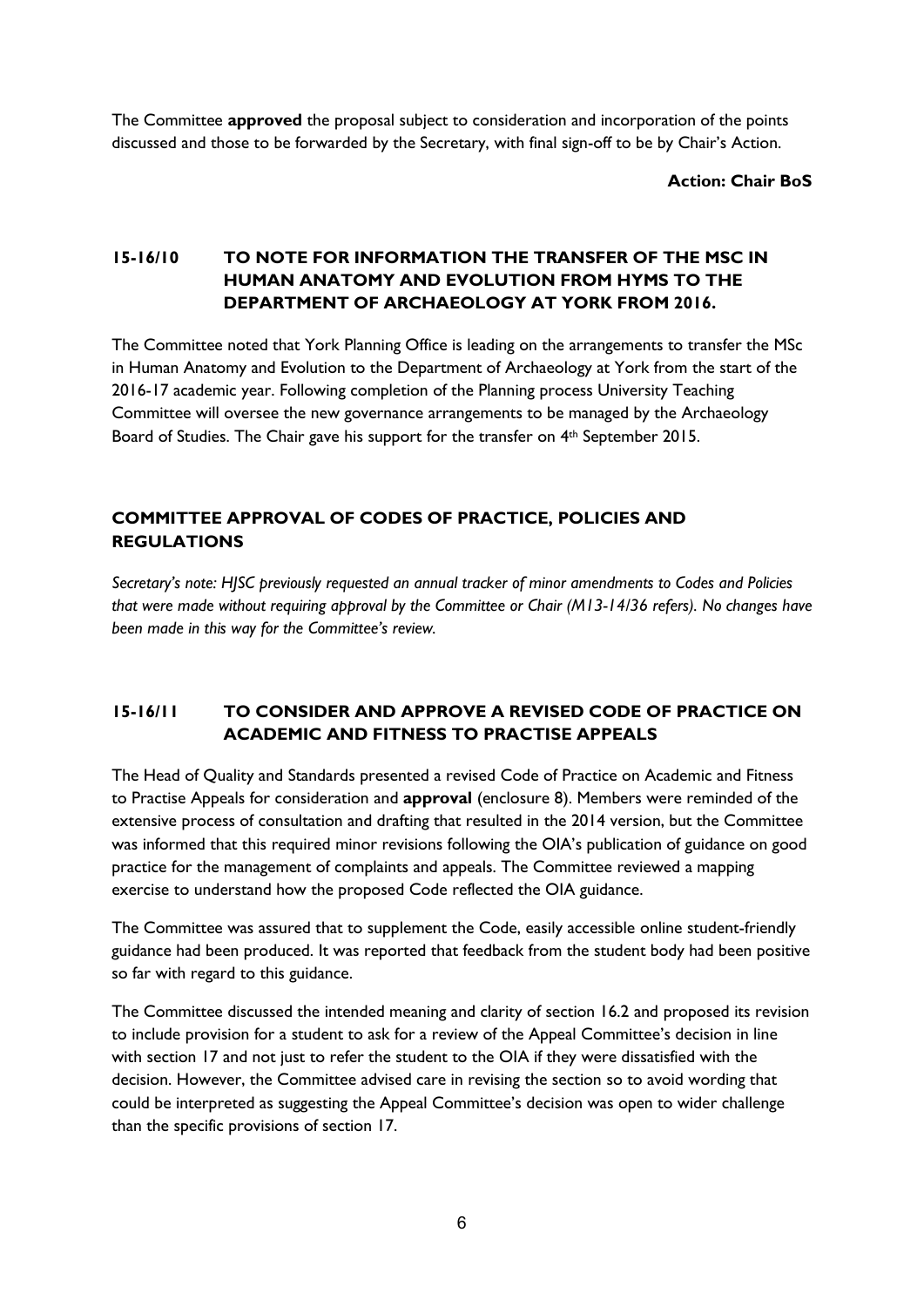The Committee **approved** the proposal subject to consideration and incorporation of the points discussed and those to be forwarded by the Secretary, with final sign-off to be by Chair's Action.

**Action: Chair BoS**

## 15-16/10 TO NOTE FOR INFORMATION THE TRANSFER OF THE MSC IN HUMAN ANATOMY AND EVOLUTION FROM HYMS TO THE DEPARTMENT OF ARCHAEOLOGY AT YORK FROM 2016.

The Committee noted that York Planning Office is leading on the arrangements to transfer the MSc in Human Anatomy and Evolution to the Department of Archaeology at York from the start of the 2016-17 academic year. Following completion of the Planning process University Teaching Committee will oversee the new governance arrangements to be managed by the Archaeology Board of Studies. The Chair gave his support for the transfer on 4th September 2015.

## COMMITTEE APPROVAL OF CODES OF PRACTICE, POLICIES AND REGULATIONS

*Secretary's note: HJSC previously requested an annual tracker of minor amendments to Codes and Policies that were made without requiring approval by the Committee or Chair (M13-14/36 refers). No changes have been made in this way for the Committee's review.*

## 15-16/11 TO CONSIDER AND APPROVE A REVISED CODE OF PRACTICE ON ACADEMIC AND FITNESS TO PRACTISE APPEALS

The Head of Quality and Standards presented a revised Code of Practice on Academic and Fitness to Practise Appeals for consideration and **approval** (enclosure 8). Members were reminded of the extensive process of consultation and drafting that resulted in the 2014 version, but the Committee was informed that this required minor revisions following the OIA's publication of guidance on good practice for the management of complaints and appeals. The Committee reviewed a mapping exercise to understand how the proposed Code reflected the OIA guidance.

The Committee was assured that to supplement the Code, easily accessible online student-friendly guidance had been produced. It was reported that feedback from the student body had been positive so far with regard to this guidance.

The Committee discussed the intended meaning and clarity of section 16.2 and proposed its revision to include provision for a student to ask for a review of the Appeal Committee's decision in line with section 17 and not just to refer the student to the OIA if they were dissatisfied with the decision. However, the Committee advised care in revising the section so to avoid wording that could be interpreted as suggesting the Appeal Committee's decision was open to wider challenge than the specific provisions of section 17.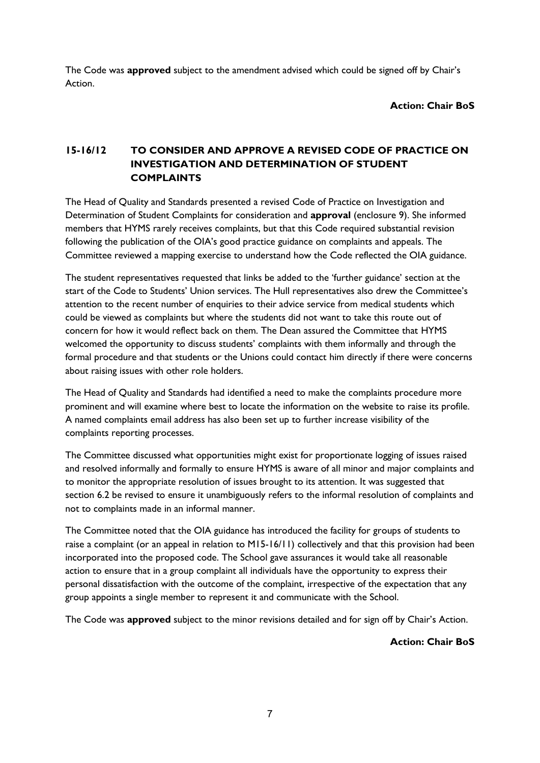The Code was **approved** subject to the amendment advised which could be signed off by Chair's Action.

**Action: Chair BoS**

## 15-16/12 TO CONSIDER AND APPROVE A REVISED CODE OF PRACTICE ON INVESTIGATION AND DETERMINATION OF STUDENT COMPLAINTS

The Head of Quality and Standards presented a revised Code of Practice on Investigation and Determination of Student Complaints for consideration and **approval** (enclosure 9). She informed members that HYMS rarely receives complaints, but that this Code required substantial revision following the publication of the OIA's good practice guidance on complaints and appeals. The Committee reviewed a mapping exercise to understand how the Code reflected the OIA guidance.

The student representatives requested that links be added to the 'further guidance' section at the start of the Code to Students' Union services. The Hull representatives also drew the Committee's attention to the recent number of enquiries to their advice service from medical students which could be viewed as complaints but where the students did not want to take this route out of concern for how it would reflect back on them. The Dean assured the Committee that HYMS welcomed the opportunity to discuss students' complaints with them informally and through the formal procedure and that students or the Unions could contact him directly if there were concerns about raising issues with other role holders.

The Head of Quality and Standards had identified a need to make the complaints procedure more prominent and will examine where best to locate the information on the website to raise its profile. A named complaints email address has also been set up to further increase visibility of the complaints reporting processes.

The Committee discussed what opportunities might exist for proportionate logging of issues raised and resolved informally and formally to ensure HYMS is aware of all minor and major complaints and to monitor the appropriate resolution of issues brought to its attention. It was suggested that section 6.2 be revised to ensure it unambiguously refers to the informal resolution of complaints and not to complaints made in an informal manner.

The Committee noted that the OIA guidance has introduced the facility for groups of students to raise a complaint (or an appeal in relation to M15-16/11) collectively and that this provision had been incorporated into the proposed code. The School gave assurances it would take all reasonable action to ensure that in a group complaint all individuals have the opportunity to express their personal dissatisfaction with the outcome of the complaint, irrespective of the expectation that any group appoints a single member to represent it and communicate with the School.

The Code was **approved** subject to the minor revisions detailed and for sign off by Chair's Action.

**Action: Chair BoS**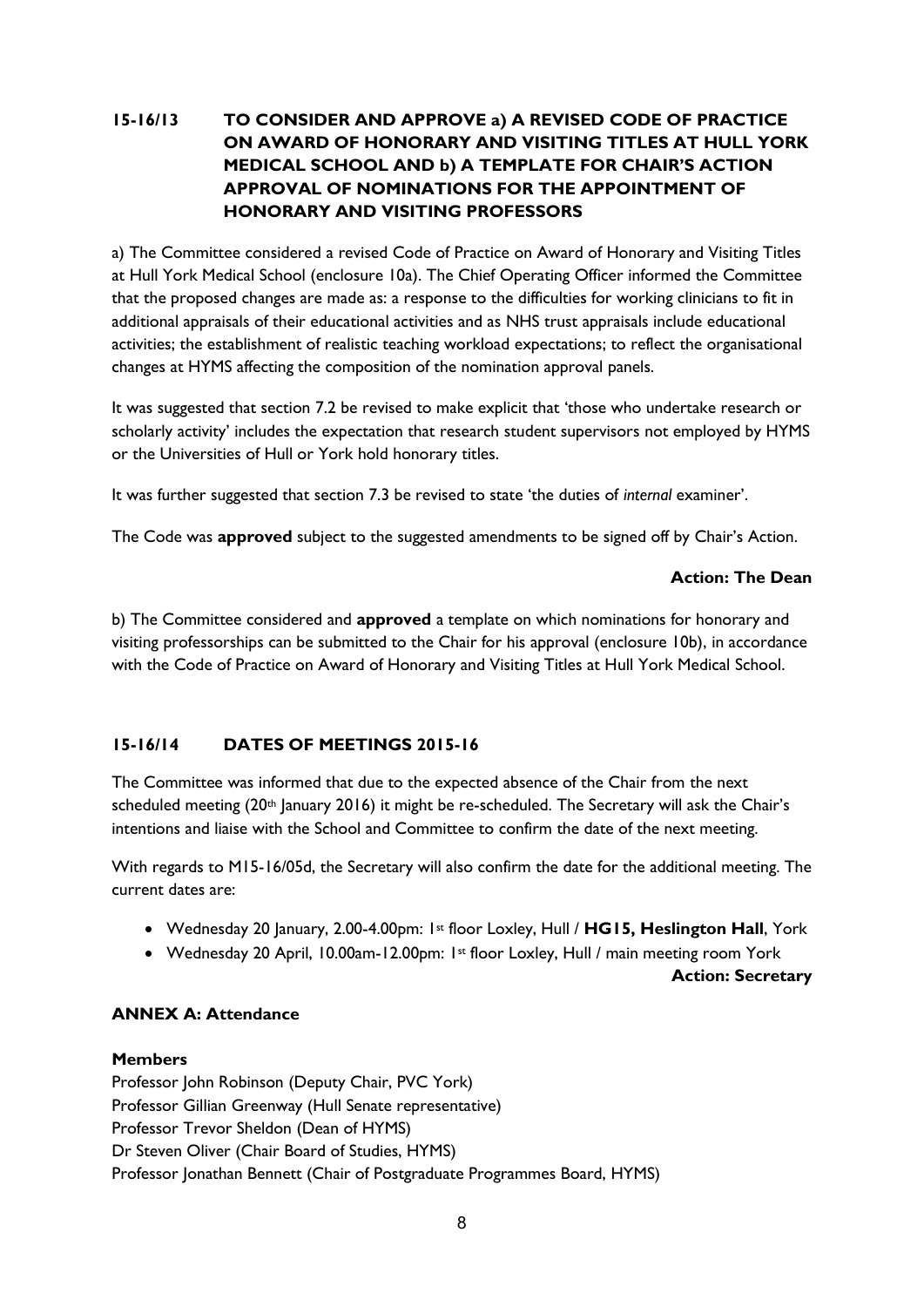### 15-16/13 TO CONSIDER AND APPROVE a) A REVISED CODE OF PRACTICE ON AWARD OF HONORARY AND VISITING TITLES AT HULL YORK MEDICAL SCHOOL AND b) A TEMPLATE FOR CHAIR'S ACTION APPROVAL OF NOMINATIONS FOR THE APPOINTMENT OF HONORARY AND VISITING PROFESSORS

a) The Committee considered a revised Code of Practice on Award of Honorary and Visiting Titles at Hull York Medical School (enclosure 10a). The Chief Operating Officer informed the Committee that the proposed changes are made as: a response to the difficulties for working clinicians to fit in additional appraisals of their educational activities and as NHS trust appraisals include educational activities; the establishment of realistic teaching workload expectations; to reflect the organisational changes at HYMS affecting the composition of the nomination approval panels.

It was suggested that section 7.2 be revised to make explicit that 'those who undertake research or scholarly activity' includes the expectation that research student supervisors not employed by HYMS or the Universities of Hull or York hold honorary titles.

It was further suggested that section 7.3 be revised to state 'the duties of *internal* examiner'.

The Code was **approved** subject to the suggested amendments to be signed off by Chair's Action.

**Action: The Dean**

b) The Committee considered and **approved** a template on which nominations for honorary and visiting professorships can be submitted to the Chair for his approval (enclosure 10b), in accordance with the Code of Practice on Award of Honorary and Visiting Titles at Hull York Medical School.

### 15-16/14 DATES OF MEETINGS 2015-16

The Committee was informed that due to the expected absence of the Chair from the next scheduled meeting (20th January 2016) it might be re-scheduled. The Secretary will ask the Chair's intentions and liaise with the School and Committee to confirm the date of the next meeting.

With regards to M15-16/05d, the Secretary will also confirm the date for the additional meeting. The current dates are:

- Wednesday 20 January, 2.00-4.00pm: 1st floor Loxley, Hull / **HG15, Heslington Hall**, York
- Wednesday 20 April, 10.00am-12.00pm: 1st floor Loxley, Hull / main meeting room York

**Action: Secretary**

### ANNEX A: Attendance

**Members**

Professor John Robinson (Deputy Chair, PVC York)
Professor Gillian Greenway (Hull Senate representative)
Professor Trevor Sheldon (Dean of HYMS)
Dr Steven Oliver (Chair Board of Studies, HYMS)
Professor Jonathan Bennett (Chair of Postgraduate Programmes Board, HYMS)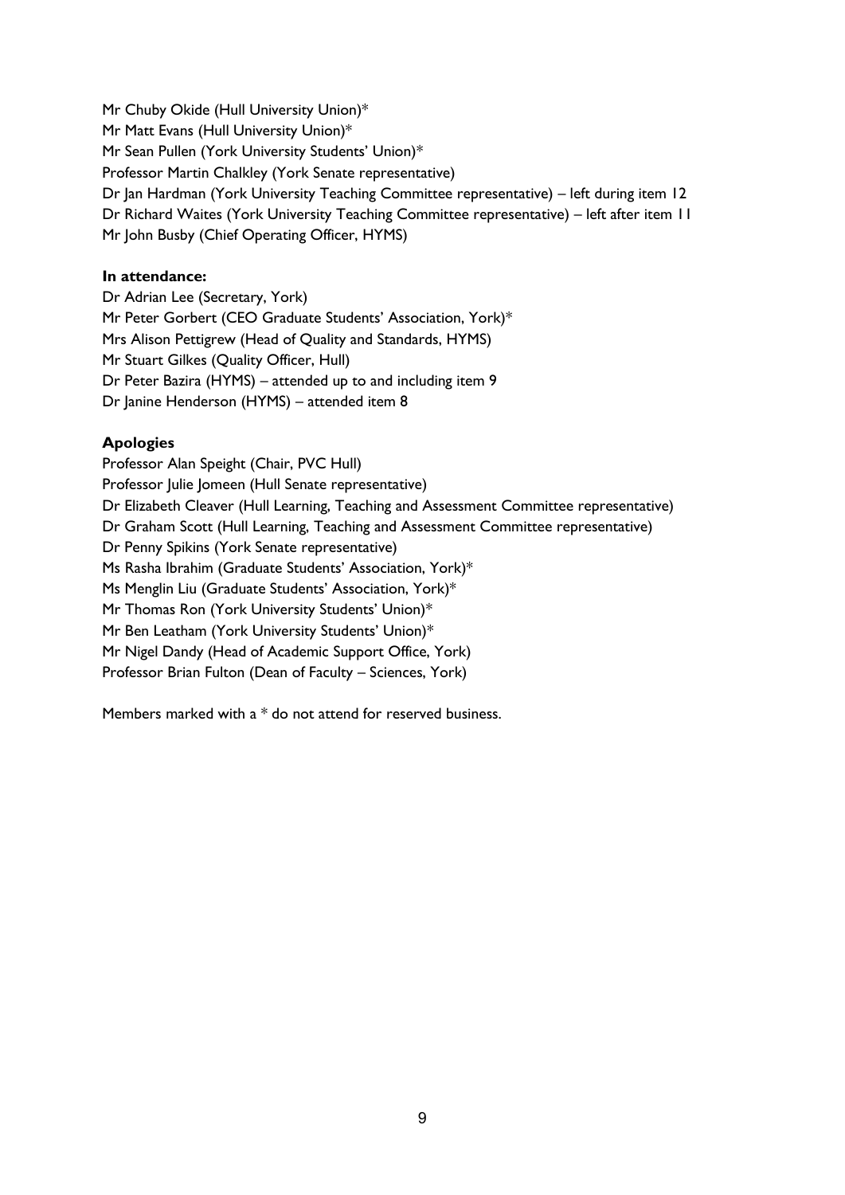Mr Chuby Okide (Hull University Union)*  
Mr Matt Evans (Hull University Union)*  
Mr Sean Pullen (York University Students' Union)*  
Professor Martin Chalkley (York Senate representative)  
Dr Jan Hardman (York University Teaching Committee representative) – left during item 12  
Dr Richard Waites (York University Teaching Committee representative) – left after item 11  
Mr John Busby (Chief Operating Officer, HYMS)

**In attendance:**

Dr Adrian Lee (Secretary, York)  
Mr Peter Gorbert (CEO Graduate Students' Association, York)*  
Mrs Alison Pettigrew (Head of Quality and Standards, HYMS)  
Mr Stuart Gilkes (Quality Officer, Hull)  
Dr Peter Bazira (HYMS) – attended up to and including item 9  
Dr Janine Henderson (HYMS) – attended item 8

**Apologies**

Professor Alan Speight (Chair, PVC Hull)  
Professor Julie Jomeen (Hull Senate representative)  
Dr Elizabeth Cleaver (Hull Learning, Teaching and Assessment Committee representative)  
Dr Graham Scott (Hull Learning, Teaching and Assessment Committee representative)  
Dr Penny Spikins (York Senate representative)  
Ms Rasha Ibrahim (Graduate Students' Association, York)*  
Ms Menglin Liu (Graduate Students' Association, York)*  
Mr Thomas Ron (York University Students' Union)*  
Mr Ben Leatham (York University Students' Union)*  
Mr Nigel Dandy (Head of Academic Support Office, York)  
Professor Brian Fulton (Dean of Faculty – Sciences, York)

Members marked with a * do not attend for reserved business.